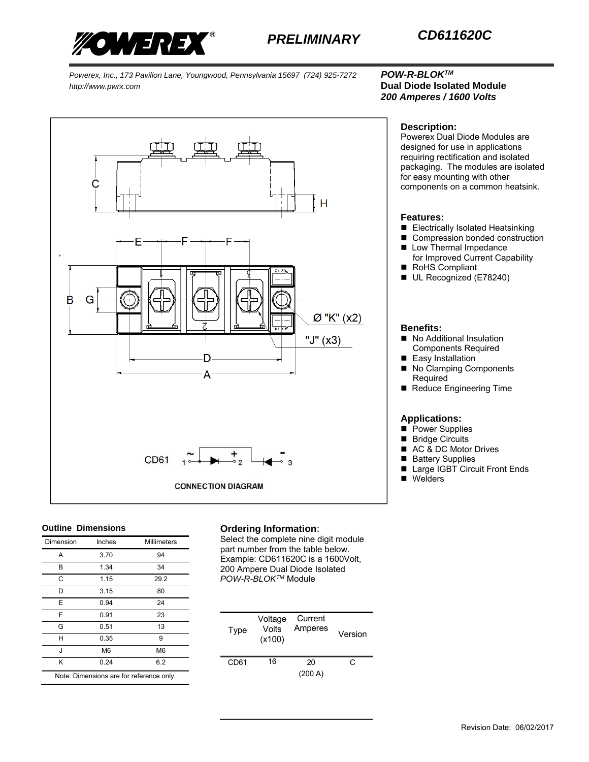# POWEREX®

**PRELIMINARY**

**CD611620C**

*Powerex, Inc., 173 Pavilion Lane, Youngwood, Pennsylvania 15697 (724) 925-7272*
*http://www.pwrx.com*

***POW-R-BLOK™***
**Dual Diode Isolated Module**
***200 Amperes / 1600 Volts***

CD61

CONNECTION DIAGRAM

### Description:

Powerex Dual Diode Modules are designed for use in applications requiring rectification and isolated packaging. The modules are isolated for easy mounting with other components on a common heatsink.

### Features:

- Electrically Isolated Heatsinking
- Compression bonded construction
- Low Thermal Impedance for Improved Current Capability
- RoHS Compliant
- UL Recognized (E78240)

### Benefits:

- No Additional Insulation Components Required
- Easy Installation
- No Clamping Components Required
- Reduce Engineering Time

### Applications:

- Power Supplies
- Bridge Circuits
- AC & DC Motor Drives
- Battery Supplies
- Large IGBT Circuit Front Ends
- Welders

### Outline Dimensions

| Dimension | Inches | Millimeters |
|---|---|---|
| A | 3.70 | 94 |
| B | 1.34 | 34 |
| C | 1.15 | 29.2 |
| D | 3.15 | 80 |
| E | 0.94 | 24 |
| F | 0.91 | 23 |
| G | 0.51 | 13 |
| H | 0.35 | 9 |
| J | M6 | M6 |
| K | 0.24 | 6.2 |

Note: Dimensions are for reference only.

### Ordering Information:

Select the complete nine digit module part number from the table below.
Example: CD611620C is a 1600Volt, 200 Ampere Dual Diode Isolated *POW-R-BLOK™* Module

| Type | Voltage Volts (x100) | Current Amperes | Version |
|---|---|---|---|
| CD61 | 16 | 20 (200 A) | C |

Revision Date: 06/02/2017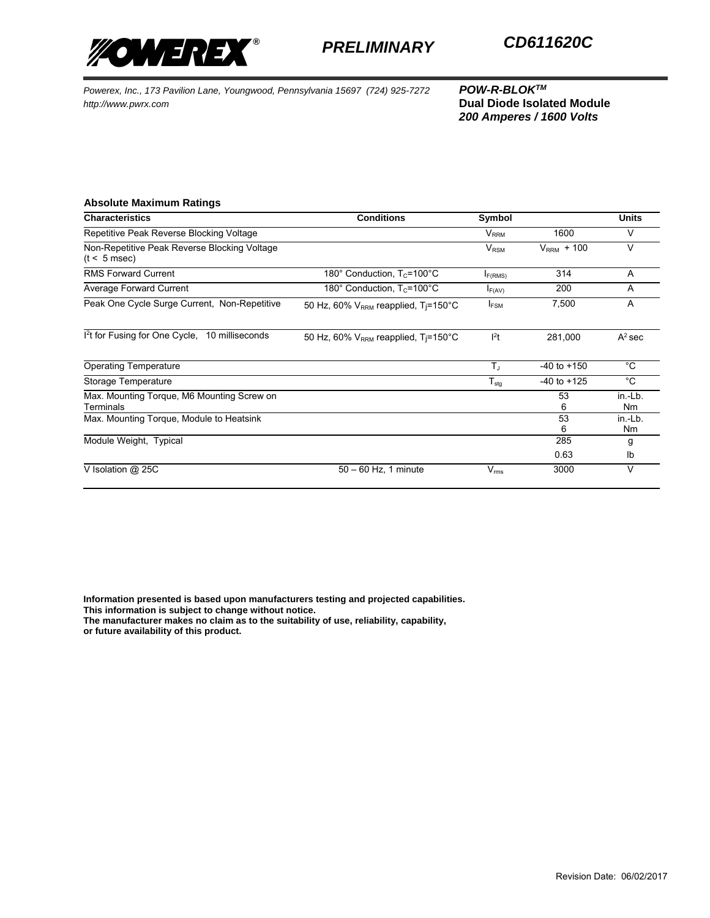**PRELIMINARY** **CD611620C**

*Powerex, Inc., 173 Pavilion Lane, Youngwood, Pennsylvania 15697 (724) 925-7272*
*http://www.pwrx.com*

***POW-R-BLOK™***
**Dual Diode Isolated Module**
***200 Amperes / 1600 Volts***

**Absolute Maximum Ratings**

| Characteristics | Conditions | Symbol | | Units |
|---|---|---|---|---|
| Repetitive Peak Reverse Blocking Voltage | | $V_{RRM}$ | 1600 | V |
| Non-Repetitive Peak Reverse Blocking Voltage (t < 5 msec) | | $V_{RSM}$ | $V_{RRM}$ + 100 | V |
| RMS Forward Current | 180° Conduction, $T_C$=100°C | $I_{F(RMS)}$ | 314 | A |
| Average Forward Current | 180° Conduction, $T_C$=100°C | $I_{F(AV)}$ | 200 | A |
| Peak One Cycle Surge Current, Non-Repetitive | 50 Hz, 60% $V_{RRM}$ reapplied, Tj=150°C | $I_{FSM}$ | 7,500 | A |
| $I^2t$ for Fusing for One Cycle, 10 milliseconds | 50 Hz, 60% $V_{RRM}$ reapplied, Tj=150°C | $I^2t$ | 281,000 | $A^2$ sec |
| Operating Temperature | | $T_J$ | -40 to +150 | °C |
| Storage Temperature | | $T_{stg}$ | -40 to +125 | °C |
| Max. Mounting Torque, M6 Mounting Screw on Terminals | | | 53<br>6 | in.-Lb.<br>Nm |
| Max. Mounting Torque, Module to Heatsink | | | 53<br>6 | in.-Lb.<br>Nm |
| Module Weight, Typical | | | 285<br>0.63 | g<br>lb |
| V Isolation @ 25C | 50 – 60 Hz, 1 minute | $V_{rms}$ | 3000 | V |

**Information presented is based upon manufacturers testing and projected capabilities.**
**This information is subject to change without notice.**
**The manufacturer makes no claim as to the suitability of use, reliability, capability, or future availability of this product.**

Revision Date: 06/02/2017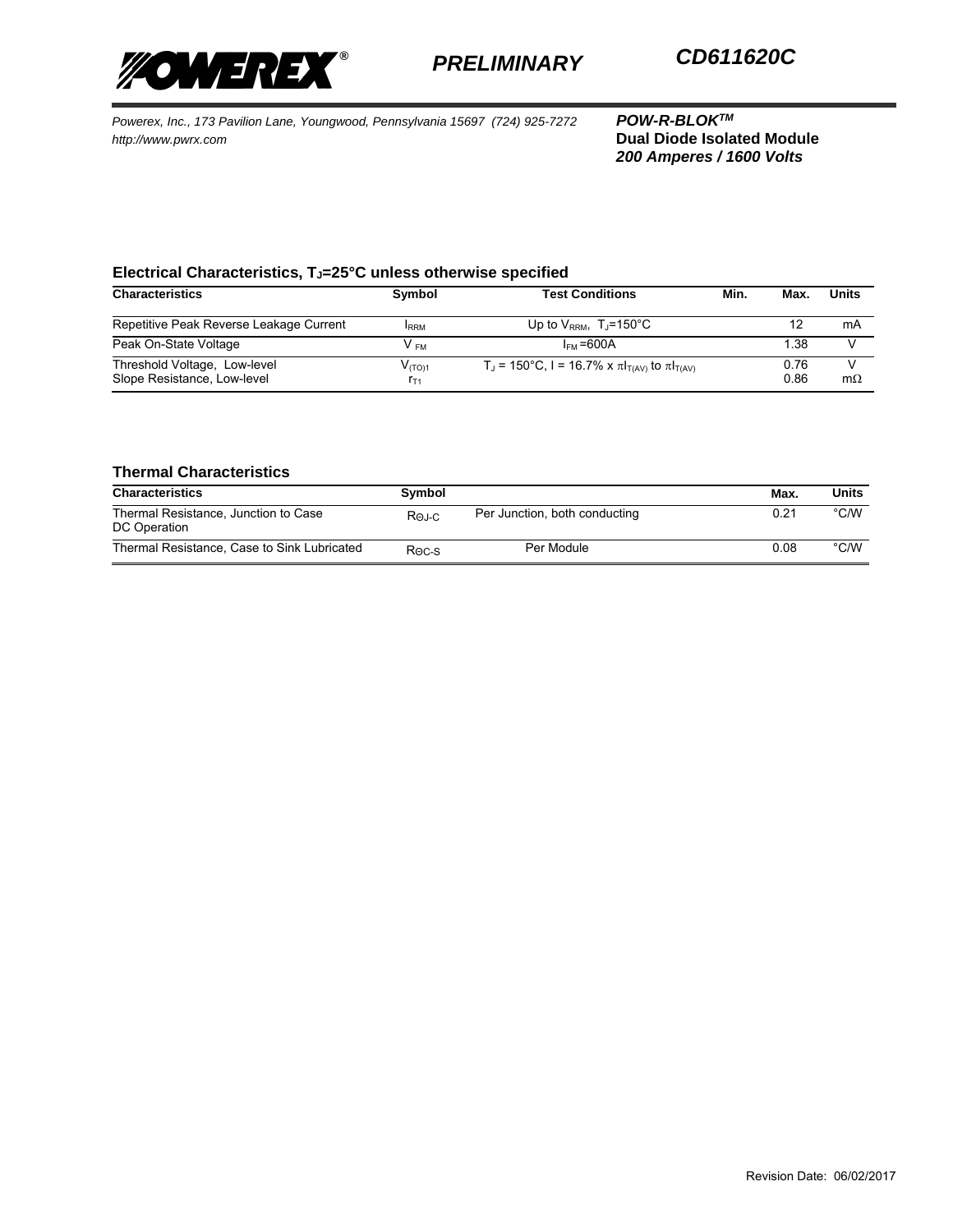**POWEREX**® *PRELIMINARY* ***CD611620C***

*Powerex, Inc., 173 Pavilion Lane, Youngwood, Pennsylvania 15697 (724) 925-7272*
*http://www.pwrx.com*

***POW-R-BLOK™***
**Dual Diode Isolated Module**
***200 Amperes / 1600 Volts***

### Electrical Characteristics, $T_J$=25°C unless otherwise specified

| Characteristics | Symbol | Test Conditions | Min. | Max. | Units |
|---|---|---|---|---|---|
| Repetitive Peak Reverse Leakage Current | $I_{RRM}$ | Up to $V_{RRM}$, $T_J$=150°C | | 12 | mA |
| Peak On-State Voltage | $V_{FM}$ | $I_{FM}$=600A | | 1.38 | V |
| Threshold Voltage, Low-level<br>Slope Resistance, Low-level | $V_{(TO)1}$<br>$r_{T1}$ | $T_J$ = 150°C, I = 16.7% x $\pi I_{T(AV)}$ to $\pi I_{T(AV)}$ | | 0.76<br>0.86 | V<br>mΩ |

### Thermal Characteristics

| Characteristics | Symbol | | Max. | Units |
|---|---|---|---|---|
| Thermal Resistance, Junction to Case<br>DC Operation | $R_{\Theta J\text{-}C}$ | Per Junction, both conducting | 0.21 | °C/W |
| Thermal Resistance, Case to Sink Lubricated | $R_{\Theta C\text{-}S}$ | Per Module | 0.08 | °C/W |

Revision Date: 06/02/2017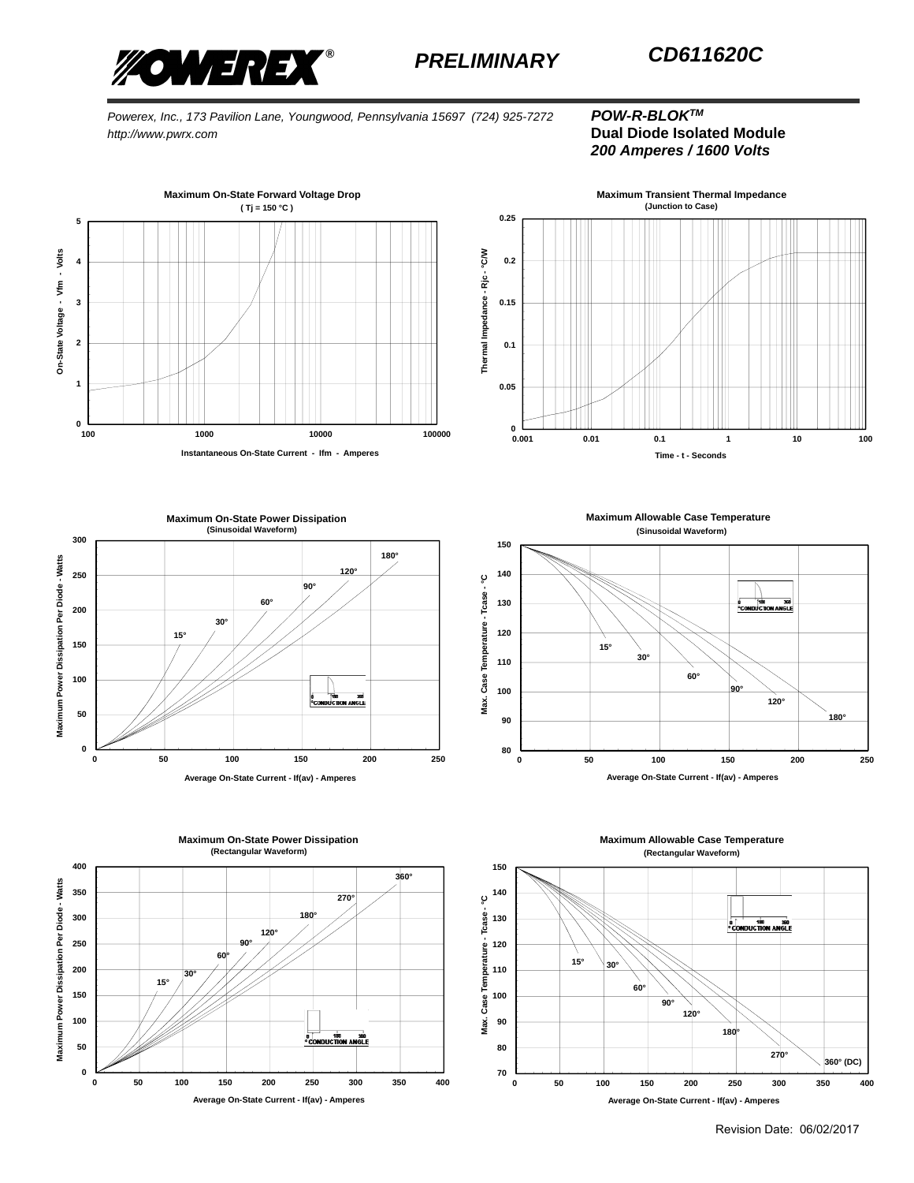**CD611620C**

*PRELIMINARY*

*Powerex, Inc., 173 Pavilion Lane, Youngwood, Pennsylvania 15697 (724) 925-7272*
*http://www.pwrx.com*

***POW-R-BLOK™***
**Dual Diode Isolated Module**
***200 Amperes / 1600 Volts***

**Maximum On-State Forward Voltage Drop**
( Tj = 150 °C )

On-State Voltage - Vfm - Volts
0
1
2
3
4
5
100
1000
10000
100000
Instantaneous On-State Current - Ifm - Amperes

**Maximum Transient Thermal Impedance**
(Junction to Case)

Thermal Impedance - Rjc - °C/W
0
0.05
0.1
0.15
0.2
0.25
0.001
0.01
0.1
1
10
100
Time - t - Seconds

**Maximum On-State Power Dissipation**
(Sinusoidal Waveform)

Maximum Power Dissipation Per Diode - Watts
0
50
100
150
200
250
300
0
50
100
150
200
250
Average On-State Current - If(av) - Amperes
15°
30°
60°
90°
120°
180°
0 180 360
°CONDUCTION ANGLE

**Maximum Allowable Case Temperature**
(Sinusoidal Waveform)

Max. Case Temperature - Tcase - °C
80
90
100
110
120
130
140
150
0
50
100
150
200
250
Average On-State Current - If(av) - Amperes
15°
30°
60°
90°
120°
180°
0 180 360
°CONDUCTION ANGLE

**Maximum On-State Power Dissipation**
(Rectangular Waveform)

Maximum Power Dissipation Per Diode - Watts
0
50
100
150
200
250
300
350
400
0
50
100
150
200
250
300
350
400
Average On-State Current - If(av) - Amperes
15°
30°
60°
90°
120°
180°
270°
360°
0 180 360
° CONDUCTION ANGLE

**Maximum Allowable Case Temperature**
(Rectangular Waveform)

Max. Case Temperature - Tcase - °C
70
80
90
100
110
120
130
140
150
0
50
100
150
200
250
300
350
400
Average On-State Current - If(av) - Amperes
15°
30°
60°
90°
120°
180°
270°
360° (DC)
0 180 360
° CONDUCTION ANGLE

Revision Date: 06/02/2017